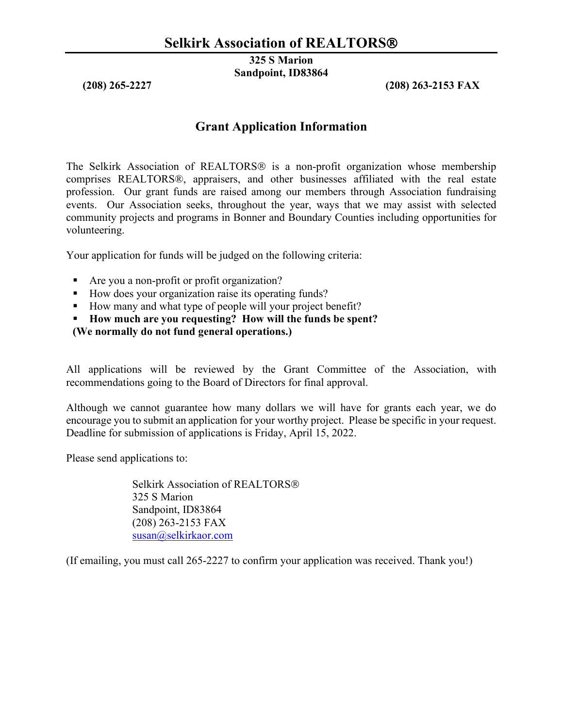# Selkirk Association of REALTORS®

**325 S Marion**
**Sandpoint, ID83864**

**(208) 265-2227** **(208) 263-2153 FAX**

## Grant Application Information

The Selkirk Association of REALTORS® is a non-profit organization whose membership comprises REALTORS®, appraisers, and other businesses affiliated with the real estate profession. Our grant funds are raised among our members through Association fundraising events. Our Association seeks, throughout the year, ways that we may assist with selected community projects and programs in Bonner and Boundary Counties including opportunities for volunteering.

Your application for funds will be judged on the following criteria:

- Are you a non-profit or profit organization?
- How does your organization raise its operating funds?
- How many and what type of people will your project benefit?
- **How much are you requesting? How will the funds be spent?**

**(We normally do not fund general operations.)**

All applications will be reviewed by the Grant Committee of the Association, with recommendations going to the Board of Directors for final approval.

Although we cannot guarantee how many dollars we will have for grants each year, we do encourage you to submit an application for your worthy project. Please be specific in your request. Deadline for submission of applications is Friday, April 15, 2022.

Please send applications to:

Selkirk Association of REALTORS®
325 S Marion
Sandpoint, ID83864
(208) 263-2153 FAX
susan@selkirkaor.com

(If emailing, you must call 265-2227 to confirm your application was received. Thank you!)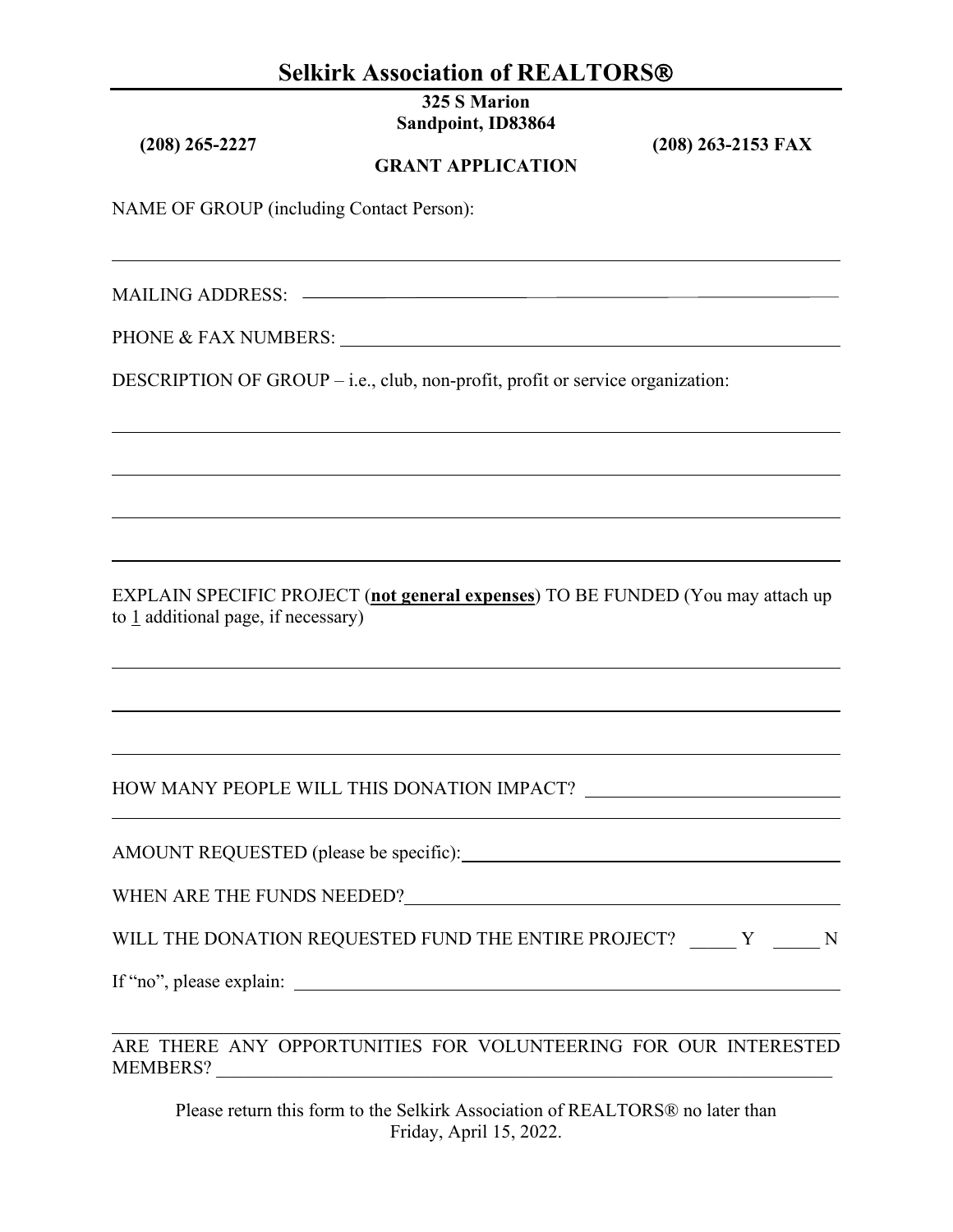# Selkirk Association of REALTORS®

**325 S Marion**
**Sandpoint, ID83864**

**(208) 265-2227** **(208) 263-2153 FAX**

**GRANT APPLICATION**

NAME OF GROUP (including Contact Person):

_______________________________________________

MAILING ADDRESS: _______________________________________________

PHONE & FAX NUMBERS: _______________________________________________

DESCRIPTION OF GROUP – i.e., club, non-profit, profit or service organization:

_______________________________________________

_______________________________________________

_______________________________________________

_______________________________________________

EXPLAIN SPECIFIC PROJECT (**not general expenses**) TO BE FUNDED (You may attach up to 1 additional page, if necessary)

_______________________________________________

_______________________________________________

_______________________________________________

HOW MANY PEOPLE WILL THIS DONATION IMPACT? ____________________________

_______________________________________________

AMOUNT REQUESTED (please be specific): _______________________________________________

WHEN ARE THE FUNDS NEEDED? _______________________________________________

WILL THE DONATION REQUESTED FUND THE ENTIRE PROJECT? _____ Y _____ N

If "no", please explain: _______________________________________________

_______________________________________________

ARE THERE ANY OPPORTUNITIES FOR VOLUNTEERING FOR OUR INTERESTED MEMBERS? _______________________________________________

Please return this form to the Selkirk Association of REALTORS® no later than Friday, April 15, 2022.